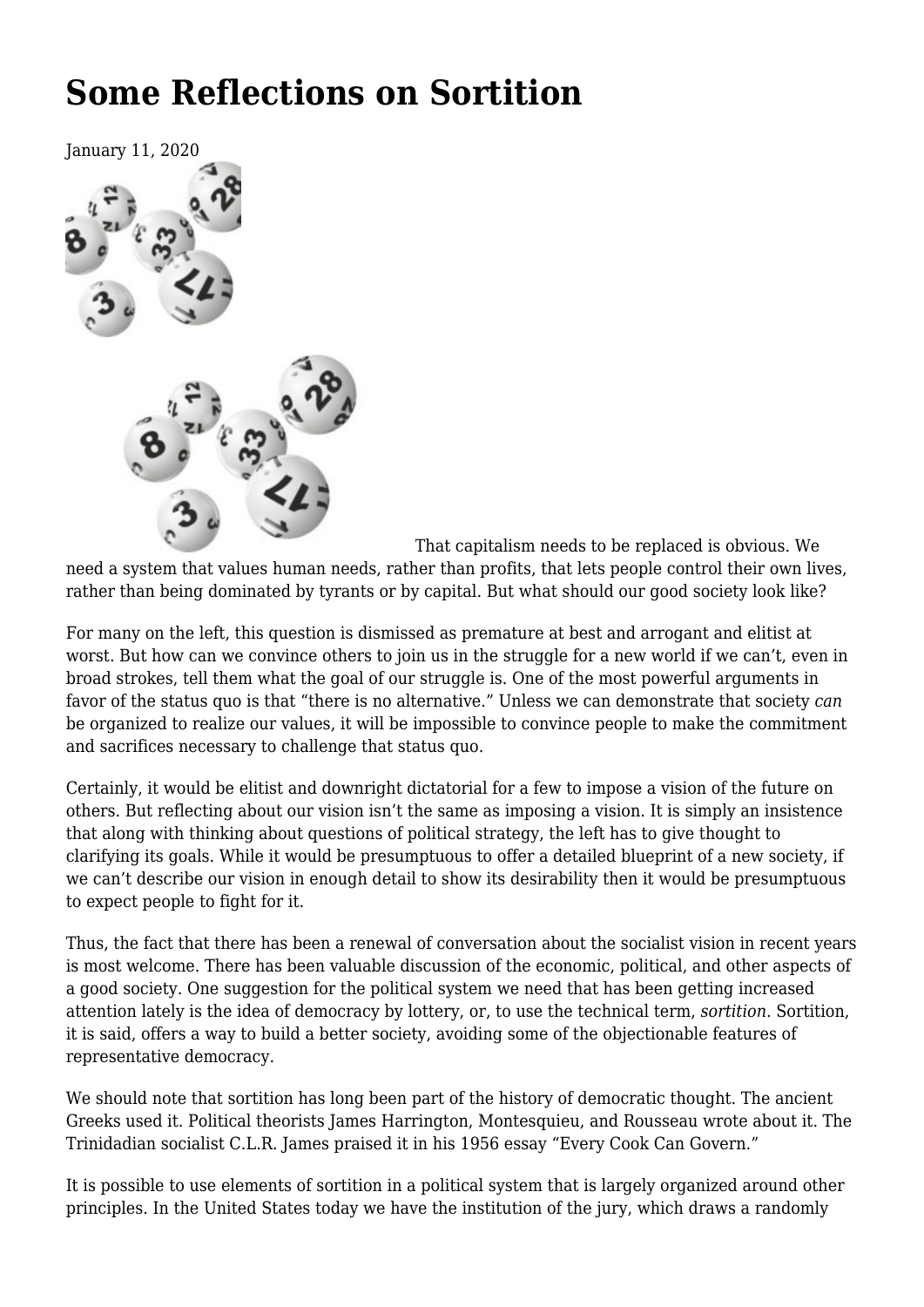# Some Reflections on Sortition

January 11, 2020

That capitalism needs to be replaced is obvious. We need a system that values human needs, rather than profits, that lets people control their own lives, rather than being dominated by tyrants or by capital. But what should our good society look like?

For many on the left, this question is dismissed as premature at best and arrogant and elitist at worst. But how can we convince others to join us in the struggle for a new world if we can't, even in broad strokes, tell them what the goal of our struggle is. One of the most powerful arguments in favor of the status quo is that "there is no alternative." Unless we can demonstrate that society *can* be organized to realize our values, it will be impossible to convince people to make the commitment and sacrifices necessary to challenge that status quo.

Certainly, it would be elitist and downright dictatorial for a few to impose a vision of the future on others. But reflecting about our vision isn't the same as imposing a vision. It is simply an insistence that along with thinking about questions of political strategy, the left has to give thought to clarifying its goals. While it would be presumptuous to offer a detailed blueprint of a new society, if we can't describe our vision in enough detail to show its desirability then it would be presumptuous to expect people to fight for it.

Thus, the fact that there has been a renewal of conversation about the socialist vision in recent years is most welcome. There has been valuable discussion of the economic, political, and other aspects of a good society. One suggestion for the political system we need that has been getting increased attention lately is the idea of democracy by lottery, or, to use the technical term, *sortition*. Sortition, it is said, offers a way to build a better society, avoiding some of the objectionable features of representative democracy.

We should note that sortition has long been part of the history of democratic thought. The ancient Greeks used it. Political theorists James Harrington, Montesquieu, and Rousseau wrote about it. The Trinidadian socialist C.L.R. James praised it in his 1956 essay "Every Cook Can Govern."

It is possible to use elements of sortition in a political system that is largely organized around other principles. In the United States today we have the institution of the jury, which draws a randomly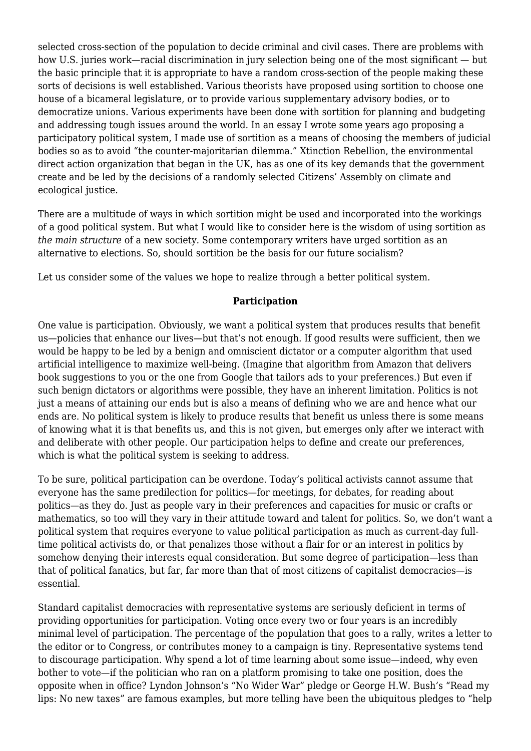selected cross-section of the population to decide criminal and civil cases. There are problems with how U.S. juries work—racial discrimination in jury selection being one of the most significant — but the basic principle that it is appropriate to have a random cross-section of the people making these sorts of decisions is well established. Various theorists have proposed using sortition to choose one house of a bicameral legislature, or to provide various supplementary advisory bodies, or to democratize unions. Various experiments have been done with sortition for planning and budgeting and addressing tough issues around the world. In an essay I wrote some years ago proposing a participatory political system, I made use of sortition as a means of choosing the members of judicial bodies so as to avoid "the counter-majoritarian dilemma." Xtinction Rebellion, the environmental direct action organization that began in the UK, has as one of its key demands that the government create and be led by the decisions of a randomly selected Citizens' Assembly on climate and ecological justice.

There are a multitude of ways in which sortition might be used and incorporated into the workings of a good political system. But what I would like to consider here is the wisdom of using sortition as *the main structure* of a new society. Some contemporary writers have urged sortition as an alternative to elections. So, should sortition be the basis for our future socialism?

Let us consider some of the values we hope to realize through a better political system.

**Participation**

One value is participation. Obviously, we want a political system that produces results that benefit us—policies that enhance our lives—but that's not enough. If good results were sufficient, then we would be happy to be led by a benign and omniscient dictator or a computer algorithm that used artificial intelligence to maximize well-being. (Imagine that algorithm from Amazon that delivers book suggestions to you or the one from Google that tailors ads to your preferences.) But even if such benign dictators or algorithms were possible, they have an inherent limitation. Politics is not just a means of attaining our ends but is also a means of defining who we are and hence what our ends are. No political system is likely to produce results that benefit us unless there is some means of knowing what it is that benefits us, and this is not given, but emerges only after we interact with and deliberate with other people. Our participation helps to define and create our preferences, which is what the political system is seeking to address.

To be sure, political participation can be overdone. Today's political activists cannot assume that everyone has the same predilection for politics—for meetings, for debates, for reading about politics—as they do. Just as people vary in their preferences and capacities for music or crafts or mathematics, so too will they vary in their attitude toward and talent for politics. So, we don't want a political system that requires everyone to value political participation as much as current-day full-time political activists do, or that penalizes those without a flair for or an interest in politics by somehow denying their interests equal consideration. But some degree of participation—less than that of political fanatics, but far, far more than that of most citizens of capitalist democracies—is essential.

Standard capitalist democracies with representative systems are seriously deficient in terms of providing opportunities for participation. Voting once every two or four years is an incredibly minimal level of participation. The percentage of the population that goes to a rally, writes a letter to the editor or to Congress, or contributes money to a campaign is tiny. Representative systems tend to discourage participation. Why spend a lot of time learning about some issue—indeed, why even bother to vote—if the politician who ran on a platform promising to take one position, does the opposite when in office? Lyndon Johnson's "No Wider War" pledge or George H.W. Bush's "Read my lips: No new taxes" are famous examples, but more telling have been the ubiquitous pledges to "help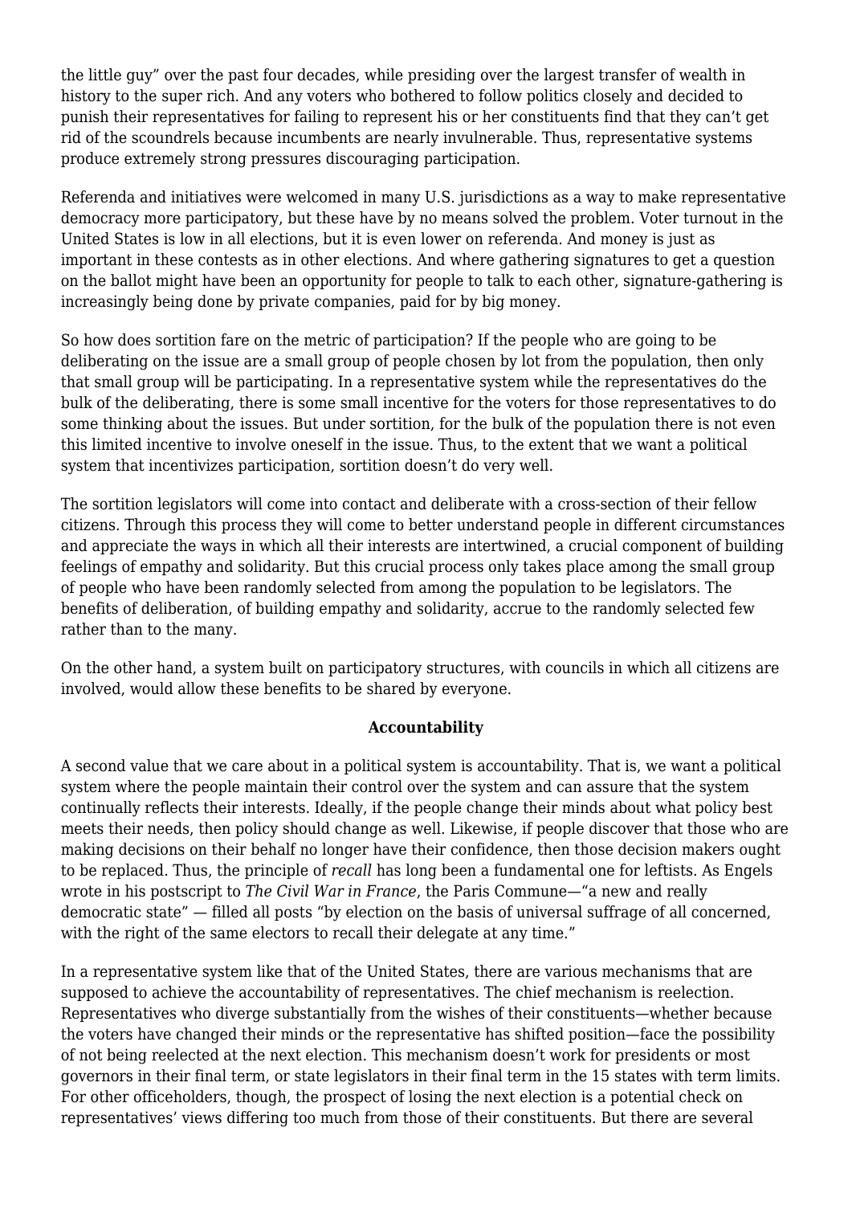the little guy" over the past four decades, while presiding over the largest transfer of wealth in history to the super rich. And any voters who bothered to follow politics closely and decided to punish their representatives for failing to represent his or her constituents find that they can't get rid of the scoundrels because incumbents are nearly invulnerable. Thus, representative systems produce extremely strong pressures discouraging participation.

Referenda and initiatives were welcomed in many U.S. jurisdictions as a way to make representative democracy more participatory, but these have by no means solved the problem. Voter turnout in the United States is low in all elections, but it is even lower on referenda. And money is just as important in these contests as in other elections. And where gathering signatures to get a question on the ballot might have been an opportunity for people to talk to each other, signature-gathering is increasingly being done by private companies, paid for by big money.

So how does sortition fare on the metric of participation? If the people who are going to be deliberating on the issue are a small group of people chosen by lot from the population, then only that small group will be participating. In a representative system while the representatives do the bulk of the deliberating, there is some small incentive for the voters for those representatives to do some thinking about the issues. But under sortition, for the bulk of the population there is not even this limited incentive to involve oneself in the issue. Thus, to the extent that we want a political system that incentivizes participation, sortition doesn't do very well.

The sortition legislators will come into contact and deliberate with a cross-section of their fellow citizens. Through this process they will come to better understand people in different circumstances and appreciate the ways in which all their interests are intertwined, a crucial component of building feelings of empathy and solidarity. But this crucial process only takes place among the small group of people who have been randomly selected from among the population to be legislators. The benefits of deliberation, of building empathy and solidarity, accrue to the randomly selected few rather than to the many.

On the other hand, a system built on participatory structures, with councils in which all citizens are involved, would allow these benefits to be shared by everyone.

### Accountability

A second value that we care about in a political system is accountability. That is, we want a political system where the people maintain their control over the system and can assure that the system continually reflects their interests. Ideally, if the people change their minds about what policy best meets their needs, then policy should change as well. Likewise, if people discover that those who are making decisions on their behalf no longer have their confidence, then those decision makers ought to be replaced. Thus, the principle of *recall* has long been a fundamental one for leftists. As Engels wrote in his postscript to *The Civil War in France*, the Paris Commune—"a new and really democratic state" — filled all posts "by election on the basis of universal suffrage of all concerned, with the right of the same electors to recall their delegate at any time."

In a representative system like that of the United States, there are various mechanisms that are supposed to achieve the accountability of representatives. The chief mechanism is reelection. Representatives who diverge substantially from the wishes of their constituents—whether because the voters have changed their minds or the representative has shifted position—face the possibility of not being reelected at the next election. This mechanism doesn't work for presidents or most governors in their final term, or state legislators in their final term in the 15 states with term limits. For other officeholders, though, the prospect of losing the next election is a potential check on representatives' views differing too much from those of their constituents. But there are several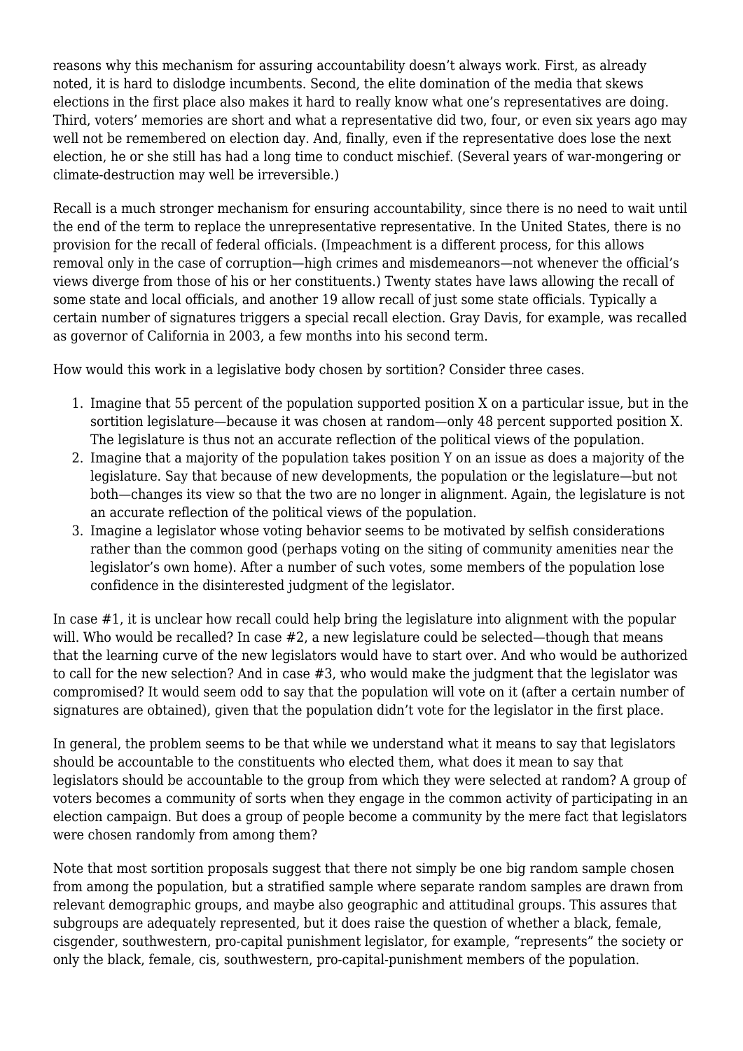reasons why this mechanism for assuring accountability doesn't always work. First, as already noted, it is hard to dislodge incumbents. Second, the elite domination of the media that skews elections in the first place also makes it hard to really know what one's representatives are doing. Third, voters' memories are short and what a representative did two, four, or even six years ago may well not be remembered on election day. And, finally, even if the representative does lose the next election, he or she still has had a long time to conduct mischief. (Several years of war-mongering or climate-destruction may well be irreversible.)

Recall is a much stronger mechanism for ensuring accountability, since there is no need to wait until the end of the term to replace the unrepresentative representative. In the United States, there is no provision for the recall of federal officials. (Impeachment is a different process, for this allows removal only in the case of corruption—high crimes and misdemeanors—not whenever the official's views diverge from those of his or her constituents.) Twenty states have laws allowing the recall of some state and local officials, and another 19 allow recall of just some state officials. Typically a certain number of signatures triggers a special recall election. Gray Davis, for example, was recalled as governor of California in 2003, a few months into his second term.

How would this work in a legislative body chosen by sortition? Consider three cases.

1. Imagine that 55 percent of the population supported position X on a particular issue, but in the sortition legislature—because it was chosen at random—only 48 percent supported position X. The legislature is thus not an accurate reflection of the political views of the population.
2. Imagine that a majority of the population takes position Y on an issue as does a majority of the legislature. Say that because of new developments, the population or the legislature—but not both—changes its view so that the two are no longer in alignment. Again, the legislature is not an accurate reflection of the political views of the population.
3. Imagine a legislator whose voting behavior seems to be motivated by selfish considerations rather than the common good (perhaps voting on the siting of community amenities near the legislator's own home). After a number of such votes, some members of the population lose confidence in the disinterested judgment of the legislator.

In case #1, it is unclear how recall could help bring the legislature into alignment with the popular will. Who would be recalled? In case #2, a new legislature could be selected—though that means that the learning curve of the new legislators would have to start over. And who would be authorized to call for the new selection? And in case #3, who would make the judgment that the legislator was compromised? It would seem odd to say that the population will vote on it (after a certain number of signatures are obtained), given that the population didn't vote for the legislator in the first place.

In general, the problem seems to be that while we understand what it means to say that legislators should be accountable to the constituents who elected them, what does it mean to say that legislators should be accountable to the group from which they were selected at random? A group of voters becomes a community of sorts when they engage in the common activity of participating in an election campaign. But does a group of people become a community by the mere fact that legislators were chosen randomly from among them?

Note that most sortition proposals suggest that there not simply be one big random sample chosen from among the population, but a stratified sample where separate random samples are drawn from relevant demographic groups, and maybe also geographic and attitudinal groups. This assures that subgroups are adequately represented, but it does raise the question of whether a black, female, cisgender, southwestern, pro-capital punishment legislator, for example, "represents" the society or only the black, female, cis, southwestern, pro-capital-punishment members of the population.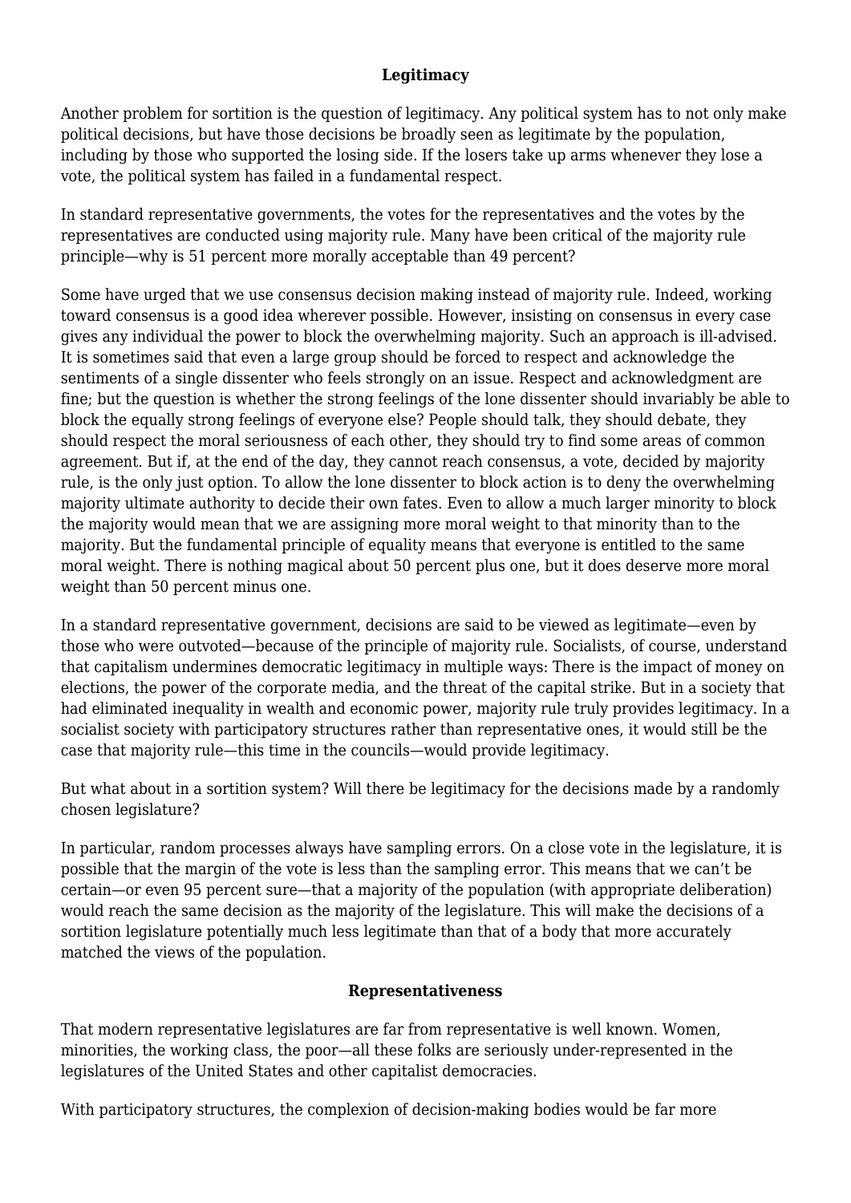## Legitimacy

Another problem for sortition is the question of legitimacy. Any political system has to not only make political decisions, but have those decisions be broadly seen as legitimate by the population, including by those who supported the losing side. If the losers take up arms whenever they lose a vote, the political system has failed in a fundamental respect.

In standard representative governments, the votes for the representatives and the votes by the representatives are conducted using majority rule. Many have been critical of the majority rule principle—why is 51 percent more morally acceptable than 49 percent?

Some have urged that we use consensus decision making instead of majority rule. Indeed, working toward consensus is a good idea wherever possible. However, insisting on consensus in every case gives any individual the power to block the overwhelming majority. Such an approach is ill-advised. It is sometimes said that even a large group should be forced to respect and acknowledge the sentiments of a single dissenter who feels strongly on an issue. Respect and acknowledgment are fine; but the question is whether the strong feelings of the lone dissenter should invariably be able to block the equally strong feelings of everyone else? People should talk, they should debate, they should respect the moral seriousness of each other, they should try to find some areas of common agreement. But if, at the end of the day, they cannot reach consensus, a vote, decided by majority rule, is the only just option. To allow the lone dissenter to block action is to deny the overwhelming majority ultimate authority to decide their own fates. Even to allow a much larger minority to block the majority would mean that we are assigning more moral weight to that minority than to the majority. But the fundamental principle of equality means that everyone is entitled to the same moral weight. There is nothing magical about 50 percent plus one, but it does deserve more moral weight than 50 percent minus one.

In a standard representative government, decisions are said to be viewed as legitimate—even by those who were outvoted—because of the principle of majority rule. Socialists, of course, understand that capitalism undermines democratic legitimacy in multiple ways: There is the impact of money on elections, the power of the corporate media, and the threat of the capital strike. But in a society that had eliminated inequality in wealth and economic power, majority rule truly provides legitimacy. In a socialist society with participatory structures rather than representative ones, it would still be the case that majority rule—this time in the councils—would provide legitimacy.

But what about in a sortition system? Will there be legitimacy for the decisions made by a randomly chosen legislature?

In particular, random processes always have sampling errors. On a close vote in the legislature, it is possible that the margin of the vote is less than the sampling error. This means that we can't be certain—or even 95 percent sure—that a majority of the population (with appropriate deliberation) would reach the same decision as the majority of the legislature. This will make the decisions of a sortition legislature potentially much less legitimate than that of a body that more accurately matched the views of the population.

## Representativeness

That modern representative legislatures are far from representative is well known. Women, minorities, the working class, the poor—all these folks are seriously under-represented in the legislatures of the United States and other capitalist democracies.

With participatory structures, the complexion of decision-making bodies would be far more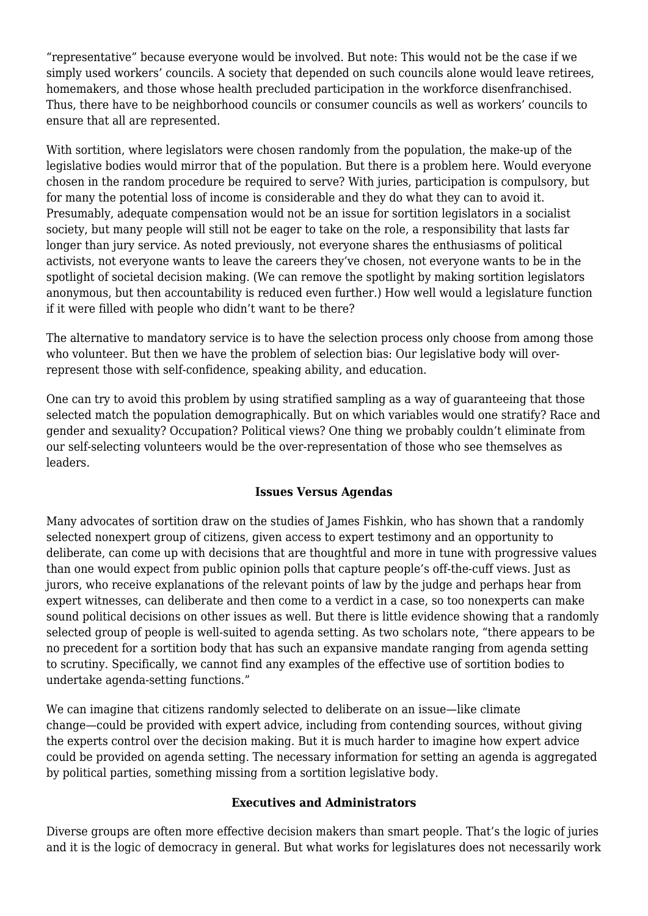“representative” because everyone would be involved. But note: This would not be the case if we simply used workers’ councils. A society that depended on such councils alone would leave retirees, homemakers, and those whose health precluded participation in the workforce disenfranchised. Thus, there have to be neighborhood councils or consumer councils as well as workers’ councils to ensure that all are represented.

With sortition, where legislators were chosen randomly from the population, the make-up of the legislative bodies would mirror that of the population. But there is a problem here. Would everyone chosen in the random procedure be required to serve? With juries, participation is compulsory, but for many the potential loss of income is considerable and they do what they can to avoid it. Presumably, adequate compensation would not be an issue for sortition legislators in a socialist society, but many people will still not be eager to take on the role, a responsibility that lasts far longer than jury service. As noted previously, not everyone shares the enthusiasms of political activists, not everyone wants to leave the careers they’ve chosen, not everyone wants to be in the spotlight of societal decision making. (We can remove the spotlight by making sortition legislators anonymous, but then accountability is reduced even further.) How well would a legislature function if it were filled with people who didn’t want to be there?

The alternative to mandatory service is to have the selection process only choose from among those who volunteer. But then we have the problem of selection bias: Our legislative body will over-represent those with self-confidence, speaking ability, and education.

One can try to avoid this problem by using stratified sampling as a way of guaranteeing that those selected match the population demographically. But on which variables would one stratify? Race and gender and sexuality? Occupation? Political views? One thing we probably couldn’t eliminate from our self-selecting volunteers would be the over-representation of those who see themselves as leaders.

### Issues Versus Agendas

Many advocates of sortition draw on the studies of James Fishkin, who has shown that a randomly selected nonexpert group of citizens, given access to expert testimony and an opportunity to deliberate, can come up with decisions that are thoughtful and more in tune with progressive values than one would expect from public opinion polls that capture people’s off-the-cuff views. Just as jurors, who receive explanations of the relevant points of law by the judge and perhaps hear from expert witnesses, can deliberate and then come to a verdict in a case, so too nonexperts can make sound political decisions on other issues as well. But there is little evidence showing that a randomly selected group of people is well-suited to agenda setting. As two scholars note, “there appears to be no precedent for a sortition body that has such an expansive mandate ranging from agenda setting to scrutiny. Specifically, we cannot find any examples of the effective use of sortition bodies to undertake agenda-setting functions.”

We can imagine that citizens randomly selected to deliberate on an issue—like climate change—could be provided with expert advice, including from contending sources, without giving the experts control over the decision making. But it is much harder to imagine how expert advice could be provided on agenda setting. The necessary information for setting an agenda is aggregated by political parties, something missing from a sortition legislative body.

### Executives and Administrators

Diverse groups are often more effective decision makers than smart people. That’s the logic of juries and it is the logic of democracy in general. But what works for legislatures does not necessarily work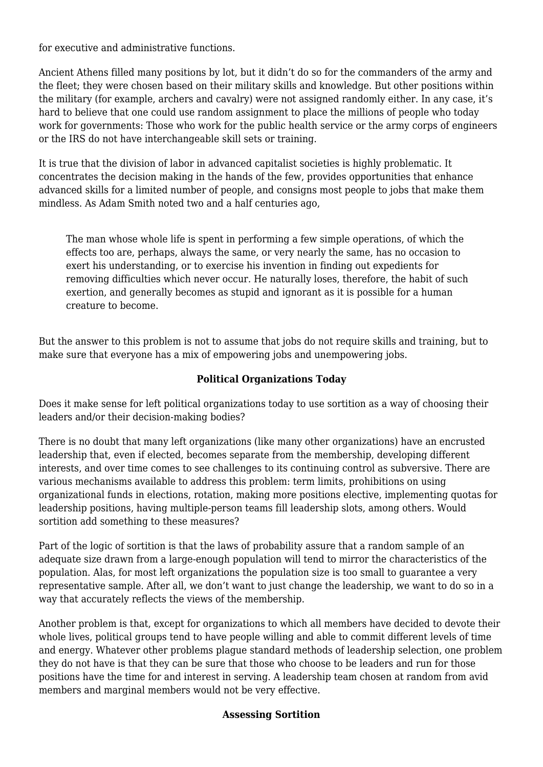for executive and administrative functions.

Ancient Athens filled many positions by lot, but it didn't do so for the commanders of the army and the fleet; they were chosen based on their military skills and knowledge. But other positions within the military (for example, archers and cavalry) were not assigned randomly either. In any case, it's hard to believe that one could use random assignment to place the millions of people who today work for governments: Those who work for the public health service or the army corps of engineers or the IRS do not have interchangeable skill sets or training.

It is true that the division of labor in advanced capitalist societies is highly problematic. It concentrates the decision making in the hands of the few, provides opportunities that enhance advanced skills for a limited number of people, and consigns most people to jobs that make them mindless. As Adam Smith noted two and a half centuries ago,

> The man whose whole life is spent in performing a few simple operations, of which the effects too are, perhaps, always the same, or very nearly the same, has no occasion to exert his understanding, or to exercise his invention in finding out expedients for removing difficulties which never occur. He naturally loses, therefore, the habit of such exertion, and generally becomes as stupid and ignorant as it is possible for a human creature to become.

But the answer to this problem is not to assume that jobs do not require skills and training, but to make sure that everyone has a mix of empowering jobs and unempowering jobs.

### Political Organizations Today

Does it make sense for left political organizations today to use sortition as a way of choosing their leaders and/or their decision-making bodies?

There is no doubt that many left organizations (like many other organizations) have an encrusted leadership that, even if elected, becomes separate from the membership, developing different interests, and over time comes to see challenges to its continuing control as subversive. There are various mechanisms available to address this problem: term limits, prohibitions on using organizational funds in elections, rotation, making more positions elective, implementing quotas for leadership positions, having multiple-person teams fill leadership slots, among others. Would sortition add something to these measures?

Part of the logic of sortition is that the laws of probability assure that a random sample of an adequate size drawn from a large-enough population will tend to mirror the characteristics of the population. Alas, for most left organizations the population size is too small to guarantee a very representative sample. After all, we don't want to just change the leadership, we want to do so in a way that accurately reflects the views of the membership.

Another problem is that, except for organizations to which all members have decided to devote their whole lives, political groups tend to have people willing and able to commit different levels of time and energy. Whatever other problems plague standard methods of leadership selection, one problem they do not have is that they can be sure that those who choose to be leaders and run for those positions have the time for and interest in serving. A leadership team chosen at random from avid members and marginal members would not be very effective.

### Assessing Sortition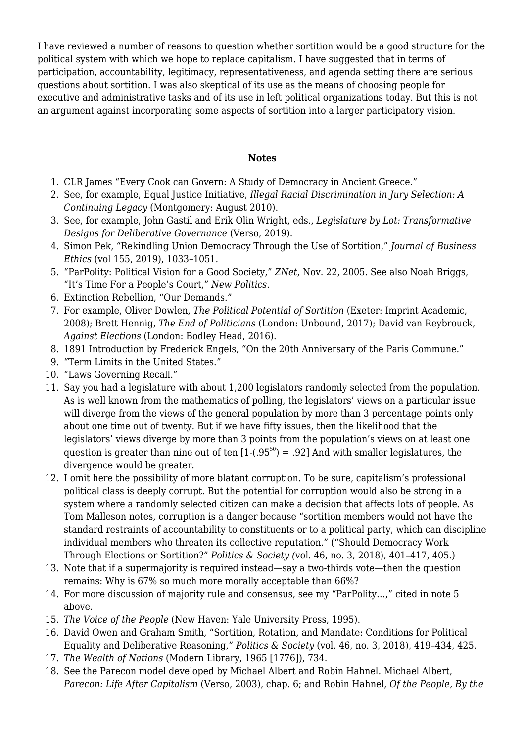I have reviewed a number of reasons to question whether sortition would be a good structure for the political system with which we hope to replace capitalism. I have suggested that in terms of participation, accountability, legitimacy, representativeness, and agenda setting there are serious questions about sortition. I was also skeptical of its use as the means of choosing people for executive and administrative tasks and of its use in left political organizations today. But this is not an argument against incorporating some aspects of sortition into a larger participatory vision.

### Notes

1. CLR James "Every Cook can Govern: A Study of Democracy in Ancient Greece."
2. See, for example, Equal Justice Initiative, *Illegal Racial Discrimination in Jury Selection: A Continuing Legacy* (Montgomery: August 2010).
3. See, for example, John Gastil and Erik Olin Wright, eds., *Legislature by Lot: Transformative Designs for Deliberative Governance* (Verso, 2019).
4. Simon Pek, "Rekindling Union Democracy Through the Use of Sortition," *Journal of Business Ethics* (vol 155, 2019), 1033–1051.
5. "ParPolity: Political Vision for a Good Society," *ZNet*, Nov. 22, 2005. See also Noah Briggs, "It's Time For a People's Court," *New Politics*.
6. Extinction Rebellion, "Our Demands."
7. For example, Oliver Dowlen, *The Political Potential of Sortition* (Exeter: Imprint Academic, 2008); Brett Hennig, *The End of Politicians* (London: Unbound, 2017); David van Reybrouck, *Against Elections* (London: Bodley Head, 2016).
8. 1891 Introduction by Frederick Engels, "On the 20th Anniversary of the Paris Commune."
9. "Term Limits in the United States."
10. "Laws Governing Recall."
11. Say you had a legislature with about 1,200 legislators randomly selected from the population. As is well known from the mathematics of polling, the legislators' views on a particular issue will diverge from the views of the general population by more than 3 percentage points only about one time out of twenty. But if we have fifty issues, then the likelihood that the legislators' views diverge by more than 3 points from the population's views on at least one question is greater than nine out of ten [$1-(.95^{50}) = .92$] And with smaller legislatures, the divergence would be greater.
12. I omit here the possibility of more blatant corruption. To be sure, capitalism's professional political class is deeply corrupt. But the potential for corruption would also be strong in a system where a randomly selected citizen can make a decision that affects lots of people. As Tom Malleson notes, corruption is a danger because "sortition members would not have the standard restraints of accountability to constituents or to a political party, which can discipline individual members who threaten its collective reputation." ("Should Democracy Work Through Elections or Sortition?" *Politics & Society (*vol. 46, no. 3, 2018), 401–417, 405.)
13. Note that if a supermajority is required instead—say a two-thirds vote—then the question remains: Why is 67% so much more morally acceptable than 66%?
14. For more discussion of majority rule and consensus, see my "ParPolity…," cited in note 5 above.
15. *The Voice of the People* (New Haven: Yale University Press, 1995).
16. David Owen and Graham Smith, "Sortition, Rotation, and Mandate: Conditions for Political Equality and Deliberative Reasoning," *Politics & Society* (vol. 46, no. 3, 2018), 419–434, 425.
17. *The Wealth of Nations* (Modern Library, 1965 [1776]), 734.
18. See the Parecon model developed by Michael Albert and Robin Hahnel. Michael Albert, *Parecon: Life After Capitalism* (Verso, 2003), chap. 6; and Robin Hahnel, *Of the People, By the*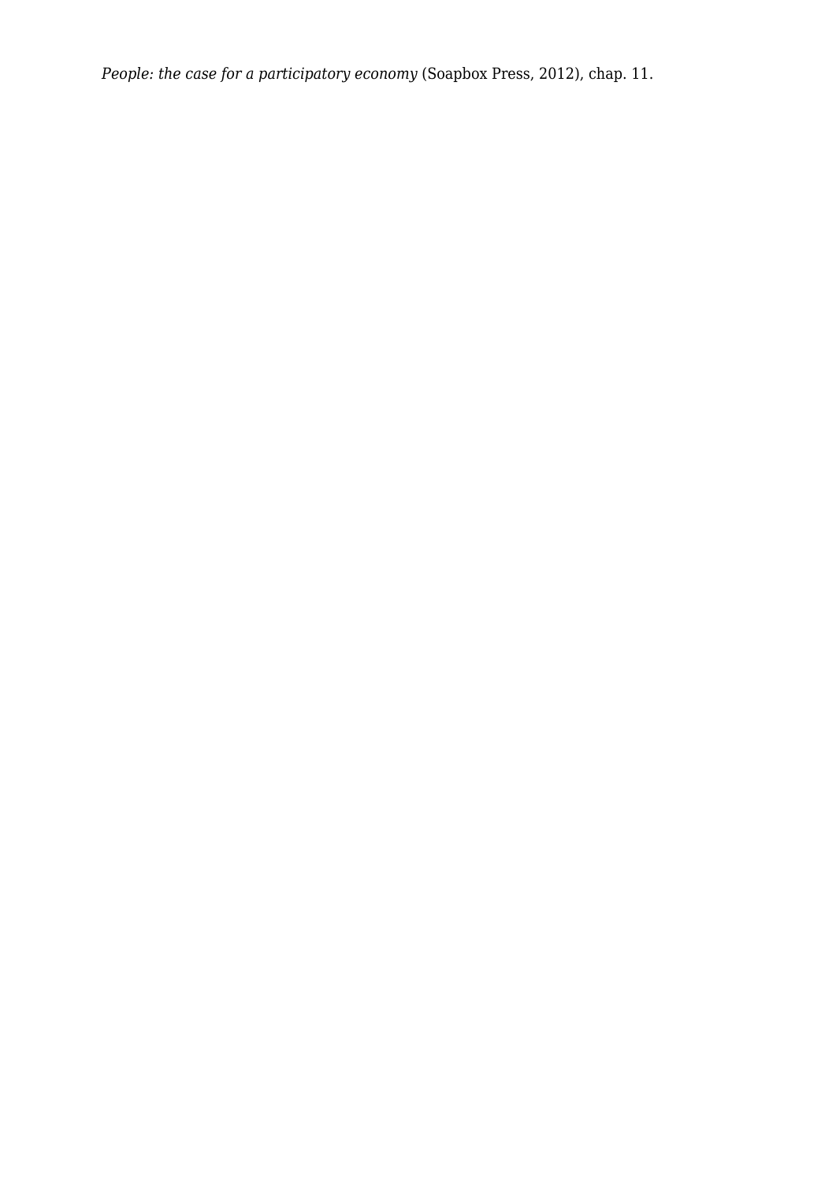*People: the case for a participatory economy* (Soapbox Press, 2012), chap. 11.